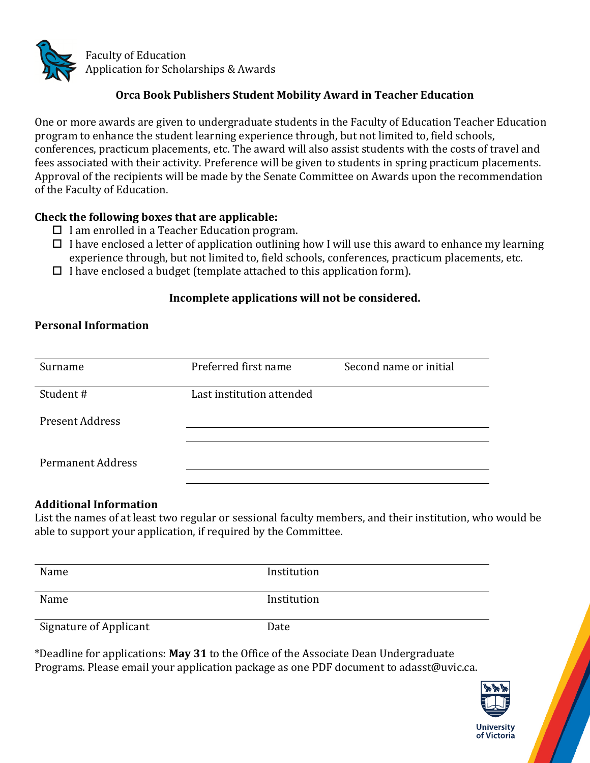Faculty of Education
Application for Scholarships & Awards

## Orca Book Publishers Student Mobility Award in Teacher Education

One or more awards are given to undergraduate students in the Faculty of Education Teacher Education program to enhance the student learning experience through, but not limited to, field schools, conferences, practicum placements, etc. The award will also assist students with the costs of travel and fees associated with their activity. Preference will be given to students in spring practicum placements. Approval of the recipients will be made by the Senate Committee on Awards upon the recommendation of the Faculty of Education.

**Check the following boxes that are applicable:**

- ☐ I am enrolled in a Teacher Education program.
- ☐ I have enclosed a letter of application outlining how I will use this award to enhance my learning experience through, but not limited to, field schools, conferences, practicum placements, etc.
- ☐ I have enclosed a budget (template attached to this application form).

**Incomplete applications will not be considered.**

**Personal Information**

| Surname | Preferred first name | Second name or initial |
|---|---|---|
| Student # | Last institution attended | |

Present Address ______________________________

______________________________

Permanent Address ______________________________

______________________________

**Additional Information**

List the names of at least two regular or sessional faculty members, and their institution, who would be able to support your application, if required by the Committee.

| Name | Institution |
|---|---|
| Name | Institution |
| Signature of Applicant | Date |

*Deadline for applications: **May 31** to the Office of the Associate Dean Undergraduate Programs. Please email your application package as one PDF document to adasst@uvic.ca.

University of Victoria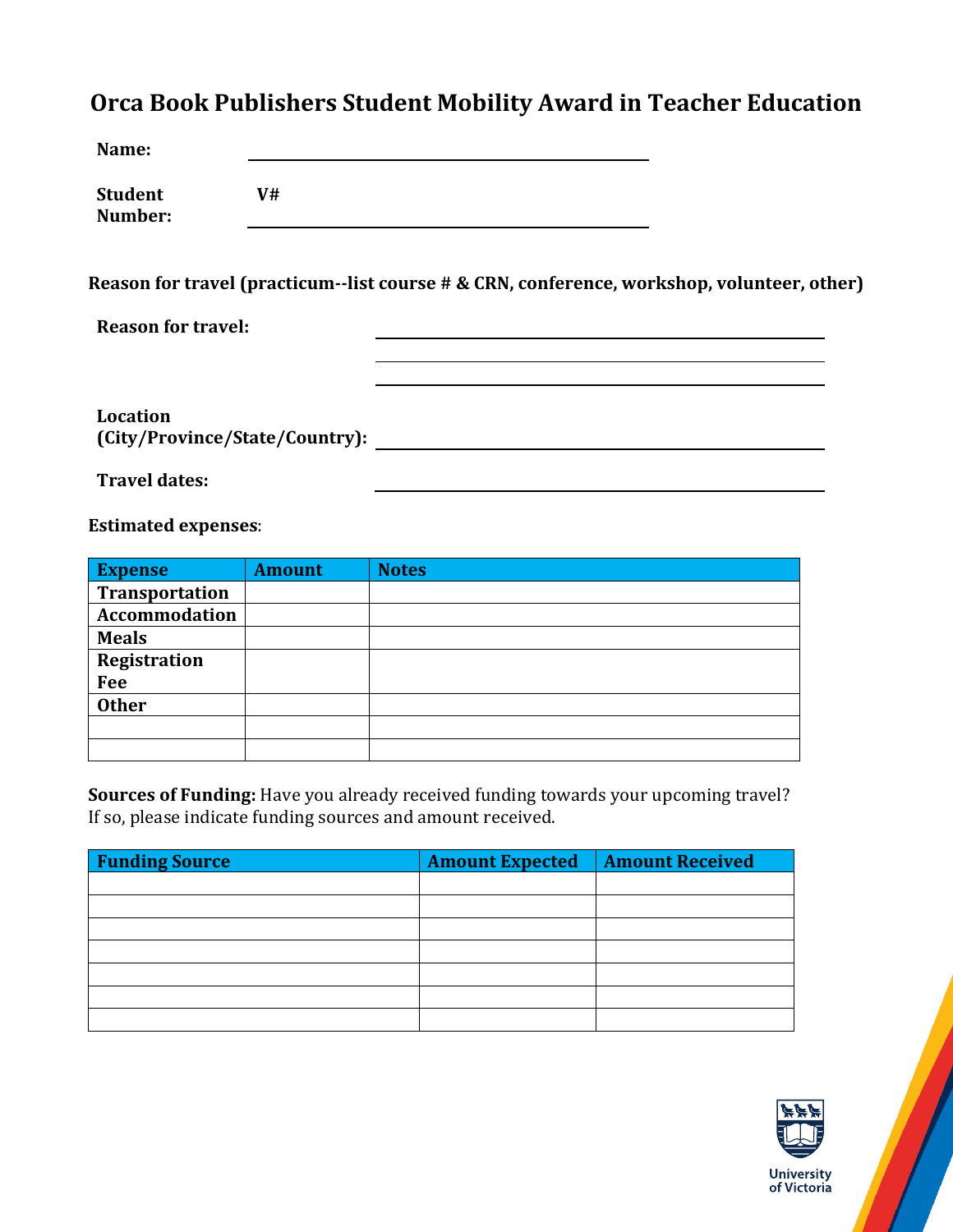# Orca Book Publishers Student Mobility Award in Teacher Education

**Name:** ________________________________________

**Student Number:** V# ________________________________________

**Reason for travel (practicum--list course # & CRN, conference, workshop, volunteer, other)**

**Reason for travel:** ________________________________________

________________________________________

________________________________________

**Location (City/Province/State/Country):** ________________________________________

**Travel dates:** ________________________________________

**Estimated expenses**:

| Expense | Amount | Notes |
|---|---|---|
| **Transportation** | | |
| **Accommodation** | | |
| **Meals** | | |
| **Registration Fee** | | |
| **Other** | | |
| | | |
| | | |

**Sources of Funding:** Have you already received funding towards your upcoming travel? If so, please indicate funding sources and amount received.

| Funding Source | Amount Expected | Amount Received |
|---|---|---|
| | | |
| | | |
| | | |
| | | |
| | | |
| | | |
| | | |

University of Victoria